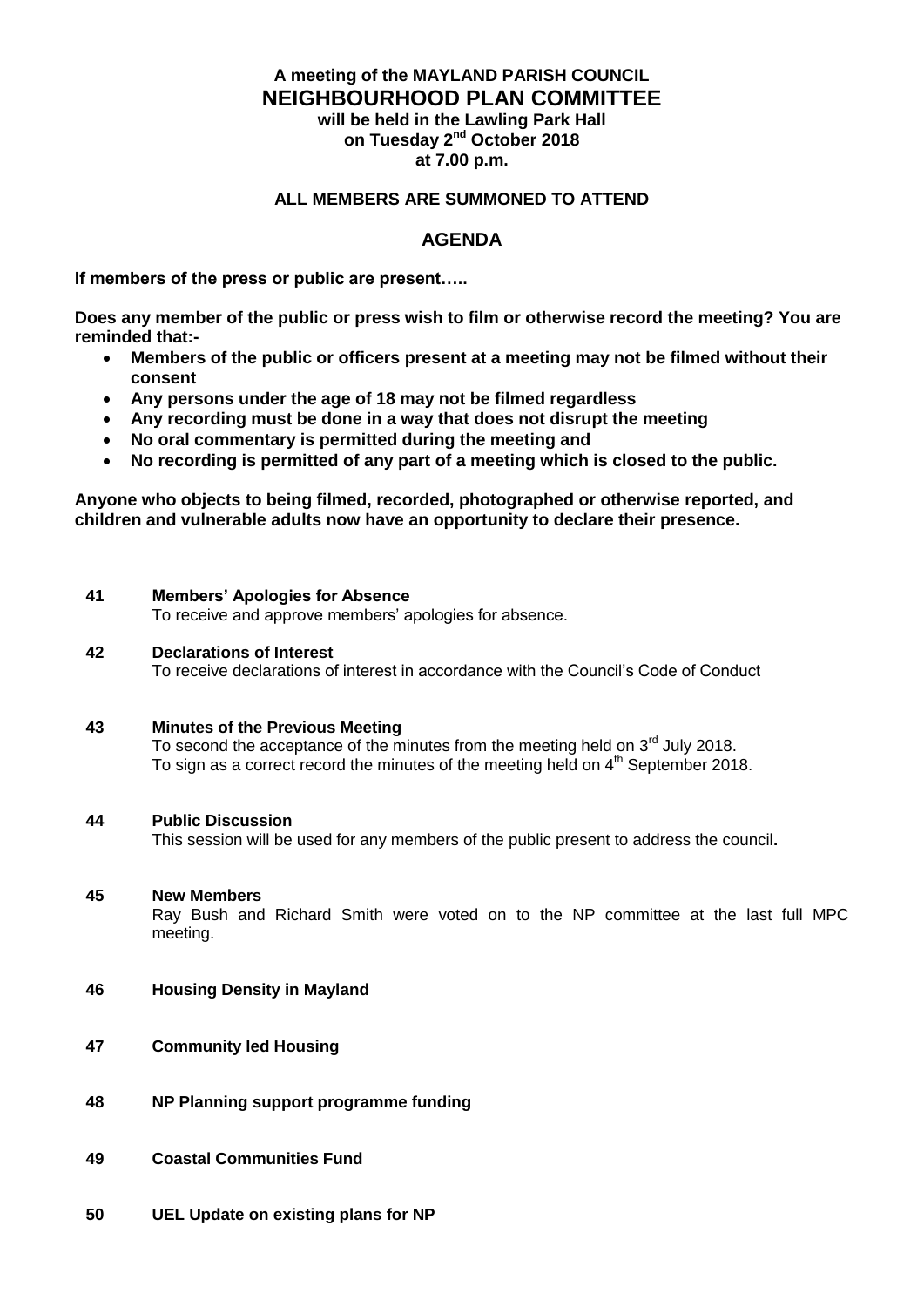**A meeting of the MAYLAND PARISH COUNCIL**

# NEIGHBOURHOOD PLAN COMMITTEE

**will be held in the Lawling Park Hall**
**on Tuesday 2nd October 2018**
**at 7.00 p.m.**

**ALL MEMBERS ARE SUMMONED TO ATTEND**

## AGENDA

**If members of the press or public are present…..**

**Does any member of the public or press wish to film or otherwise record the meeting? You are reminded that:-**

- **Members of the public or officers present at a meeting may not be filmed without their consent**
- **Any persons under the age of 18 may not be filmed regardless**
- **Any recording must be done in a way that does not disrupt the meeting**
- **No oral commentary is permitted during the meeting and**
- **No recording is permitted of any part of a meeting which is closed to the public.**

**Anyone who objects to being filmed, recorded, photographed or otherwise reported, and children and vulnerable adults now have an opportunity to declare their presence.**

**41 Members' Apologies for Absence**
To receive and approve members' apologies for absence.

**42 Declarations of Interest**
To receive declarations of interest in accordance with the Council's Code of Conduct

**43 Minutes of the Previous Meeting**
To second the acceptance of the minutes from the meeting held on 3rd July 2018.
To sign as a correct record the minutes of the meeting held on 4th September 2018.

**44 Public Discussion**
This session will be used for any members of the public present to address the council**.**

**45 New Members**
Ray Bush and Richard Smith were voted on to the NP committee at the last full MPC meeting.

**46 Housing Density in Mayland**

**47 Community led Housing**

**48 NP Planning support programme funding**

**49 Coastal Communities Fund**

**50 UEL Update on existing plans for NP**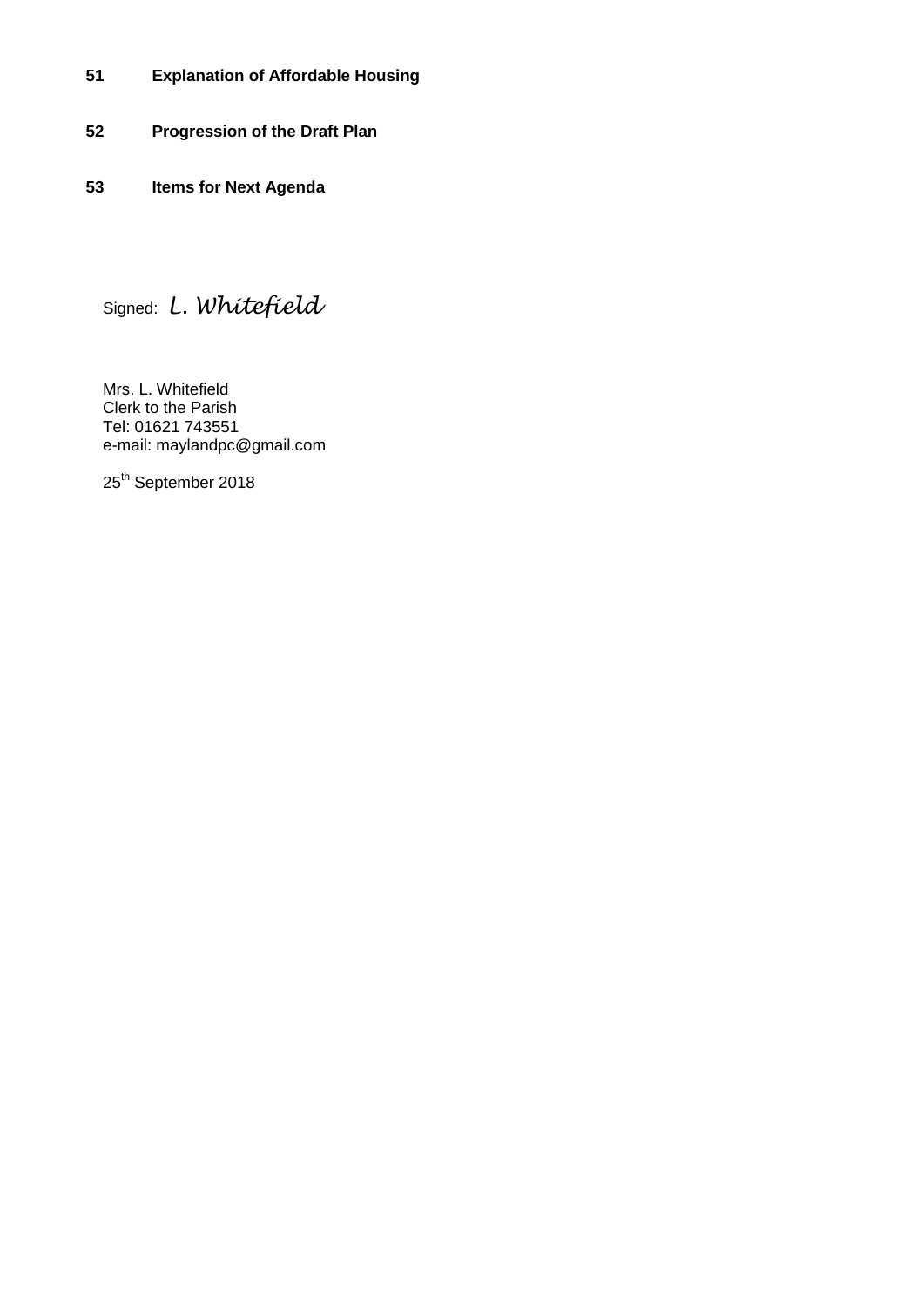**51 Explanation of Affordable Housing**

**52 Progression of the Draft Plan**

**53 Items for Next Agenda**

Signed: *L. Whitefield*

Mrs. L. Whitefield
Clerk to the Parish
Tel: 01621 743551
e-mail: maylandpc@gmail.com

25th September 2018